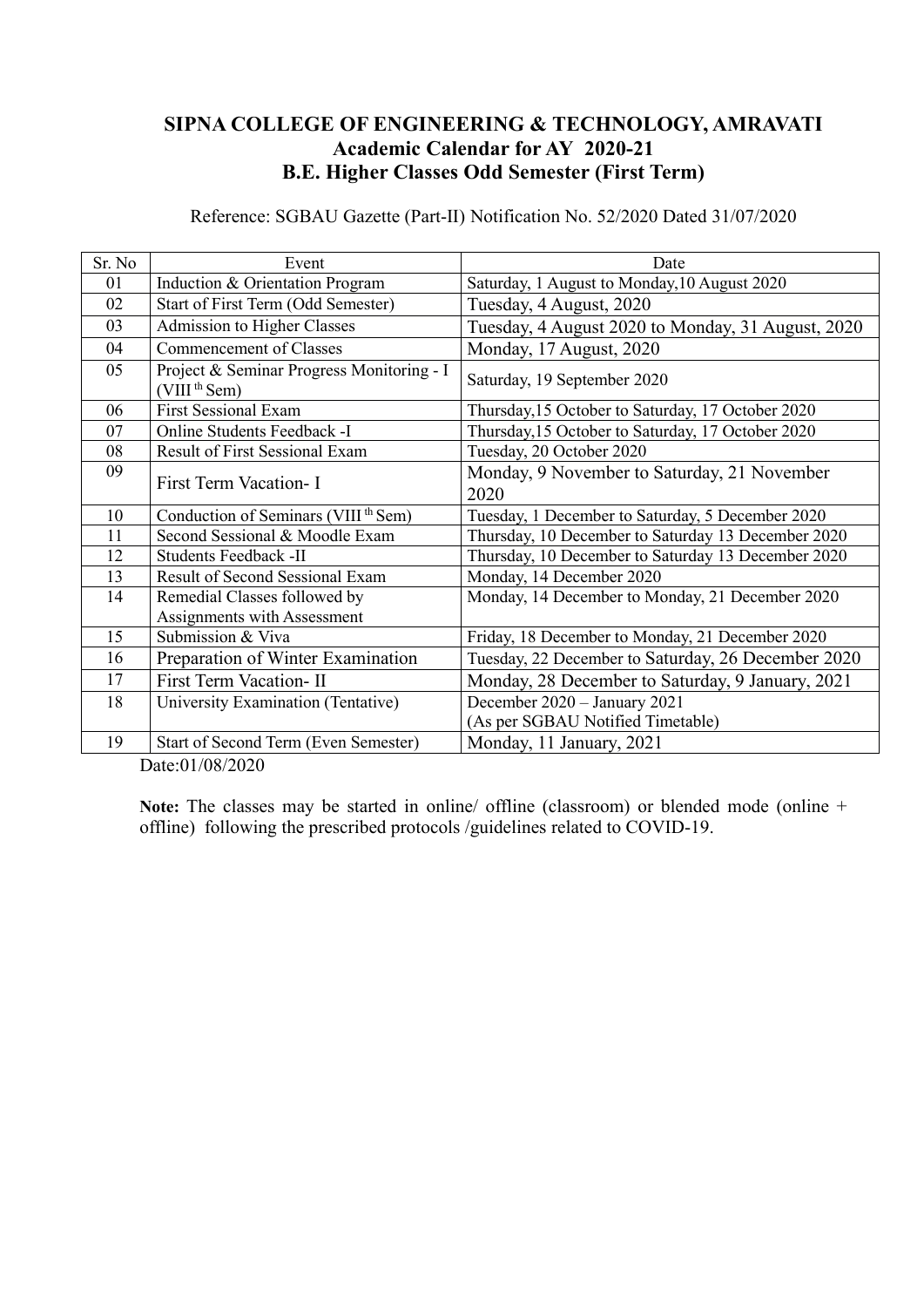# SIPNA COLLEGE OF ENGINEERING & TECHNOLOGY, AMRAVATI
## Academic Calendar for AY 2020-21
## B.E. Higher Classes Odd Semester (First Term)

Reference: SGBAU Gazette (Part-II) Notification No. 52/2020 Dated 31/07/2020

| Sr. No | Event | Date |
|---|---|---|
| 01 | Induction & Orientation Program | Saturday, 1 August to Monday,10 August 2020 |
| 02 | Start of First Term (Odd Semester) | Tuesday, 4 August, 2020 |
| 03 | Admission to Higher Classes | Tuesday, 4 August 2020 to Monday, 31 August, 2020 |
| 04 | Commencement of Classes | Monday, 17 August, 2020 |
| 05 | Project & Seminar Progress Monitoring - I (VIII th Sem) | Saturday, 19 September 2020 |
| 06 | First Sessional Exam | Thursday,15 October to Saturday, 17 October 2020 |
| 07 | Online Students Feedback -I | Thursday,15 October to Saturday, 17 October 2020 |
| 08 | Result of First Sessional Exam | Tuesday, 20 October 2020 |
| 09 | First Term Vacation- I | Monday, 9 November to Saturday, 21 November 2020 |
| 10 | Conduction of Seminars (VIII th Sem) | Tuesday, 1 December to Saturday, 5 December 2020 |
| 11 | Second Sessional & Moodle Exam | Thursday, 10 December to Saturday 13 December 2020 |
| 12 | Students Feedback -II | Thursday, 10 December to Saturday 13 December 2020 |
| 13 | Result of Second Sessional Exam | Monday, 14 December 2020 |
| 14 | Remedial Classes followed by Assignments with Assessment | Monday, 14 December to Monday, 21 December 2020 |
| 15 | Submission & Viva | Friday, 18 December to Monday, 21 December 2020 |
| 16 | Preparation of Winter Examination | Tuesday, 22 December to Saturday, 26 December 2020 |
| 17 | First Term Vacation- II | Monday, 28 December to Saturday, 9 January, 2021 |
| 18 | University Examination (Tentative) | December 2020 – January 2021 (As per SGBAU Notified Timetable) |
| 19 | Start of Second Term (Even Semester) | Monday, 11 January, 2021 |

Date:01/08/2020

**Note:** The classes may be started in online/ offline (classroom) or blended mode (online + offline) following the prescribed protocols /guidelines related to COVID-19.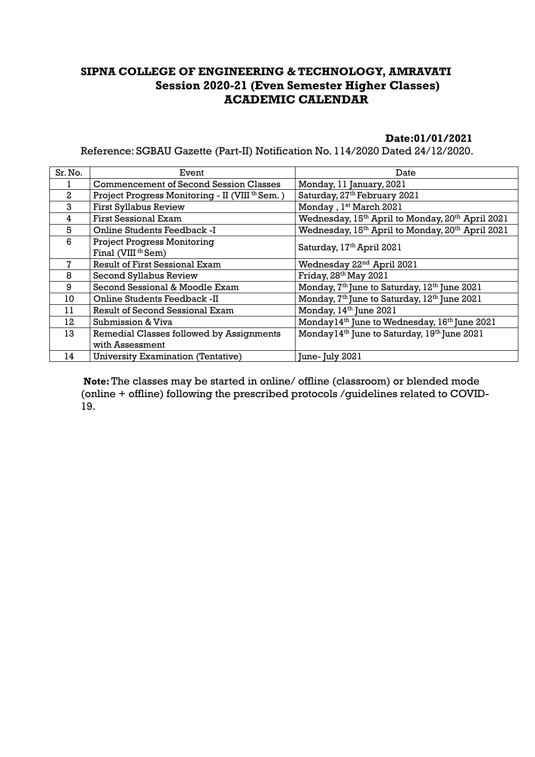**SIPNA COLLEGE OF ENGINEERING & TECHNOLOGY, AMRAVATI**
**Session 2020-21 (Even Semester Higher Classes)**
**ACADEMIC CALENDAR**

**Date:01/01/2021**

Reference: SGBAU Gazette (Part-II) Notification No. 114/2020 Dated 24/12/2020.

| Sr. No. | Event | Date |
|---|---|---|
| 1 | Commencement of Second Session Classes | Monday, 11 January, 2021 |
| 2 | Project Progress Monitoring - II (VIII th Sem. ) | Saturday, 27th February 2021 |
| 3 | First Syllabus Review | Monday , 1st March 2021 |
| 4 | First Sessional Exam | Wednesday, 15th April to Monday, 20th April 2021 |
| 5 | Online Students Feedback -I | Wednesday, 15th April to Monday, 20th April 2021 |
| 6 | Project Progress Monitoring Final (VIII th Sem) | Saturday, 17th April 2021 |
| 7 | Result of First Sessional Exam | Wednesday 22nd April 2021 |
| 8 | Second Syllabus Review | Friday, 28th May 2021 |
| 9 | Second Sessional & Moodle Exam | Monday, 7th June to Saturday, 12th June 2021 |
| 10 | Online Students Feedback -II | Monday, 7th June to Saturday, 12th June 2021 |
| 11 | Result of Second Sessional Exam | Monday, 14th June 2021 |
| 12 | Submission & Viva | Monday14th June to Wednesday, 16th June 2021 |
| 13 | Remedial Classes followed by Assignments with Assessment | Monday14th June to Saturday, 19th June 2021 |
| 14 | University Examination (Tentative) | June- July 2021 |

**Note:** The classes may be started in online/ offline (classroom) or blended mode (online + offline) following the prescribed protocols /guidelines related to COVID-19.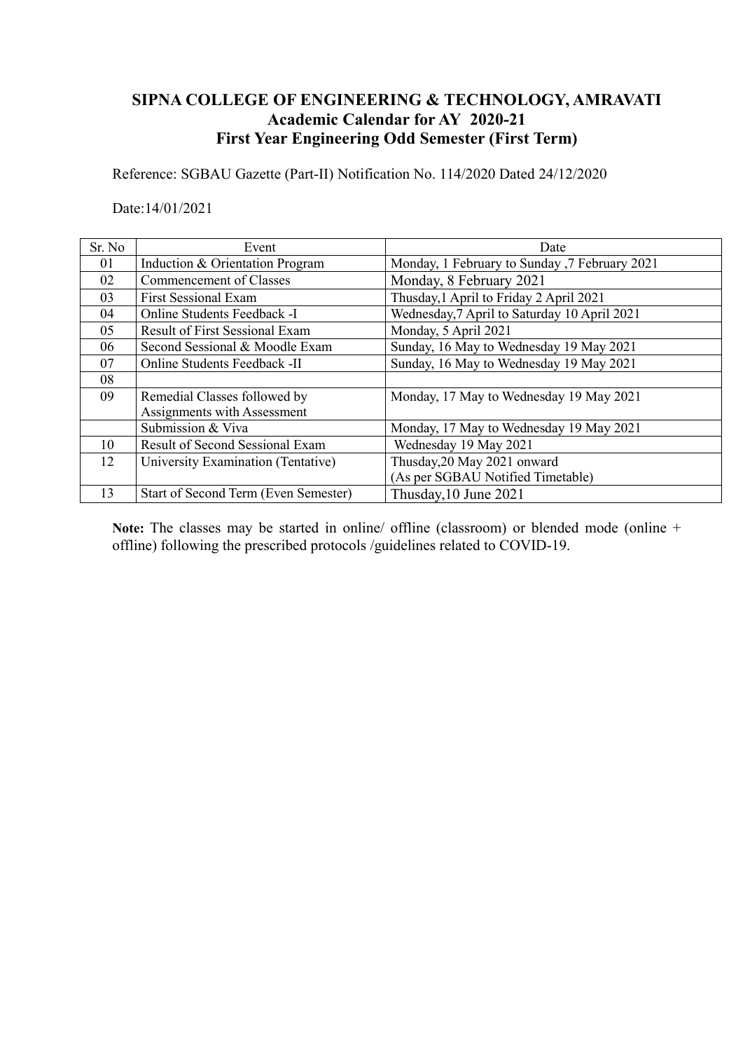## SIPNA COLLEGE OF ENGINEERING & TECHNOLOGY, AMRAVATI
## Academic Calendar for AY 2020-21
## First Year Engineering Odd Semester (First Term)

Reference: SGBAU Gazette (Part-II) Notification No. 114/2020 Dated 24/12/2020

Date:14/01/2021

| Sr. No | Event | Date |
|---|---|---|
| 01 | Induction & Orientation Program | Monday, 1 February to Sunday ,7 February 2021 |
| 02 | Commencement of Classes | Monday, 8 February 2021 |
| 03 | First Sessional Exam | Thusday,1 April to Friday 2 April 2021 |
| 04 | Online Students Feedback -I | Wednesday,7 April to Saturday 10 April 2021 |
| 05 | Result of First Sessional Exam | Monday, 5 April 2021 |
| 06 | Second Sessional & Moodle Exam | Sunday, 16 May to Wednesday 19 May 2021 |
| 07 | Online Students Feedback -II | Sunday, 16 May to Wednesday 19 May 2021 |
| 08 | | |
| 09 | Remedial Classes followed by Assignments with Assessment | Monday, 17 May to Wednesday 19 May 2021 |
| | Submission & Viva | Monday, 17 May to Wednesday 19 May 2021 |
| 10 | Result of Second Sessional Exam | Wednesday 19 May 2021 |
| 12 | University Examination (Tentative) | Thusday,20 May 2021 onward (As per SGBAU Notified Timetable) |
| 13 | Start of Second Term (Even Semester) | Thusday,10 June 2021 |

**Note:** The classes may be started in online/ offline (classroom) or blended mode (online + offline) following the prescribed protocols /guidelines related to COVID-19.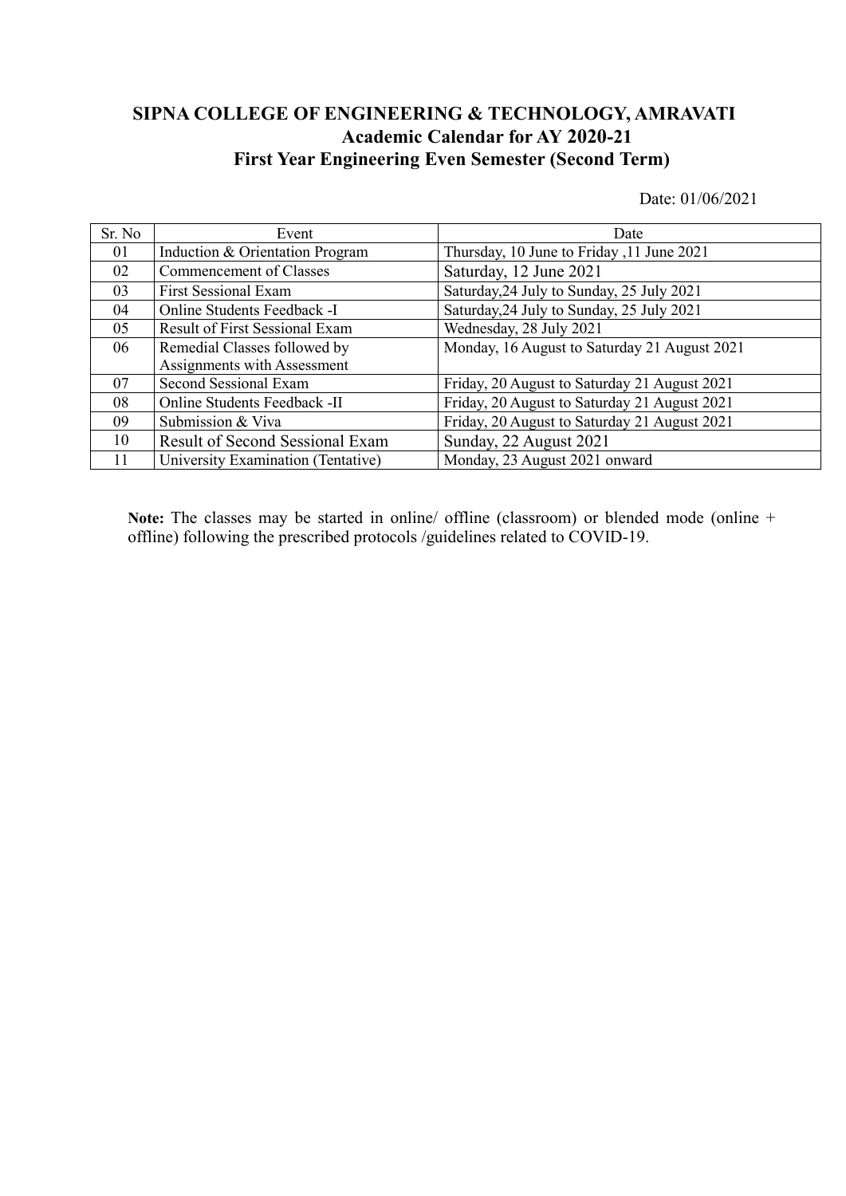# SIPNA COLLEGE OF ENGINEERING & TECHNOLOGY, AMRAVATI

## Academic Calendar for AY 2020-21

## First Year Engineering Even Semester (Second Term)

Date: 01/06/2021

| Sr. No | Event | Date |
|---|---|---|
| 01 | Induction & Orientation Program | Thursday, 10 June to Friday ,11 June 2021 |
| 02 | Commencement of Classes | Saturday, 12 June 2021 |
| 03 | First Sessional Exam | Saturday,24 July to Sunday, 25 July 2021 |
| 04 | Online Students Feedback -I | Saturday,24 July to Sunday, 25 July 2021 |
| 05 | Result of First Sessional Exam | Wednesday, 28 July 2021 |
| 06 | Remedial Classes followed by Assignments with Assessment | Monday, 16 August to Saturday 21 August 2021 |
| 07 | Second Sessional Exam | Friday, 20 August to Saturday 21 August 2021 |
| 08 | Online Students Feedback -II | Friday, 20 August to Saturday 21 August 2021 |
| 09 | Submission & Viva | Friday, 20 August to Saturday 21 August 2021 |
| 10 | Result of Second Sessional Exam | Sunday, 22 August 2021 |
| 11 | University Examination (Tentative) | Monday, 23 August 2021 onward |

**Note:** The classes may be started in online/ offline (classroom) or blended mode (online + offline) following the prescribed protocols /guidelines related to COVID-19.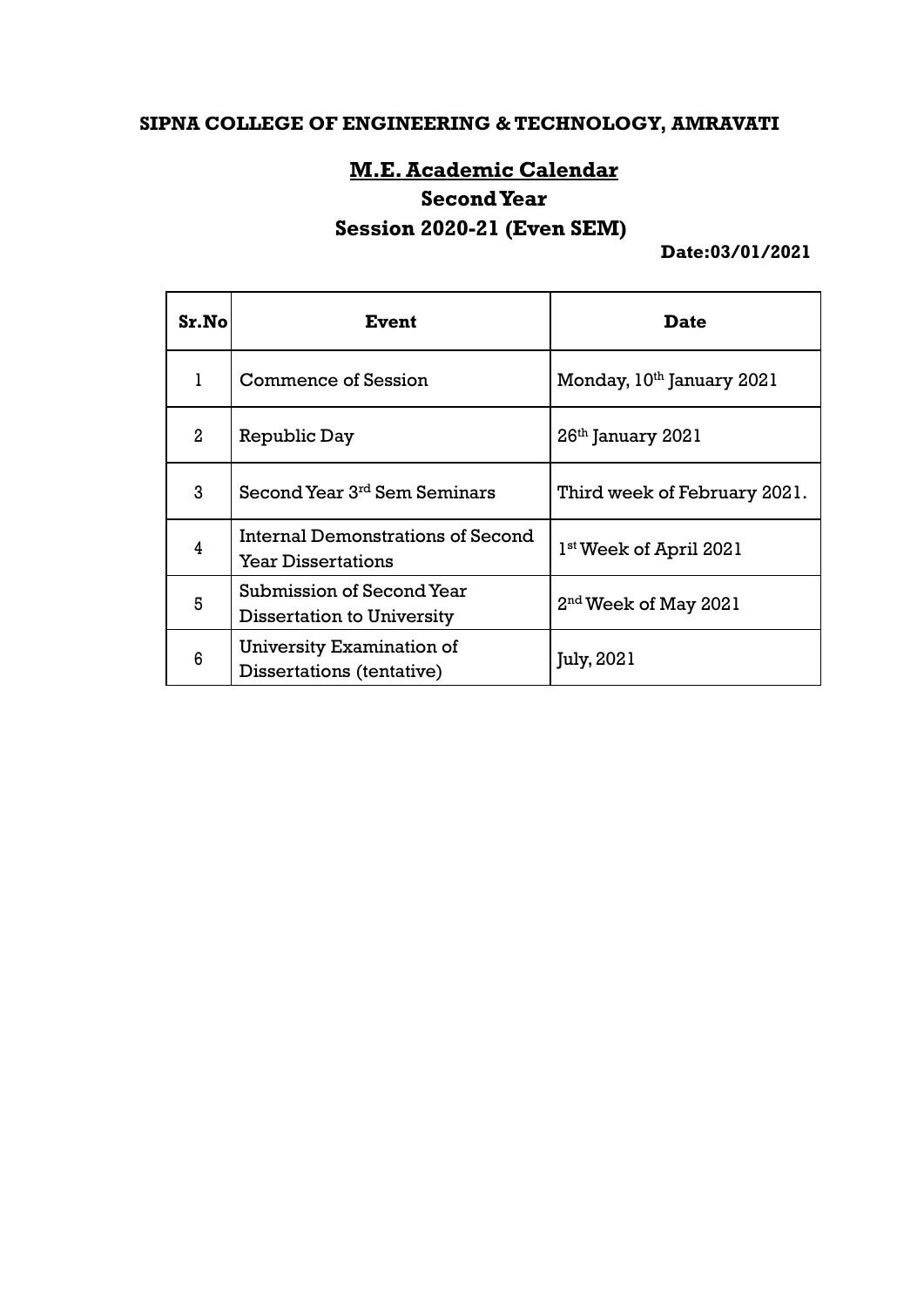**SIPNA COLLEGE OF ENGINEERING & TECHNOLOGY, AMRAVATI**

## M.E. Academic Calendar

### Second Year

### Session 2020-21 (Even SEM)

**Date:03/01/2021**

| Sr.No | Event | Date |
|---|---|---|
| 1 | Commence of Session | Monday, 10th January 2021 |
| 2 | Republic Day | 26th January 2021 |
| 3 | Second Year 3rd Sem Seminars | Third week of February 2021. |
| 4 | Internal Demonstrations of Second Year Dissertations | 1st Week of April 2021 |
| 5 | Submission of Second Year Dissertation to University | 2nd Week of May 2021 |
| 6 | University Examination of Dissertations (tentative) | July, 2021 |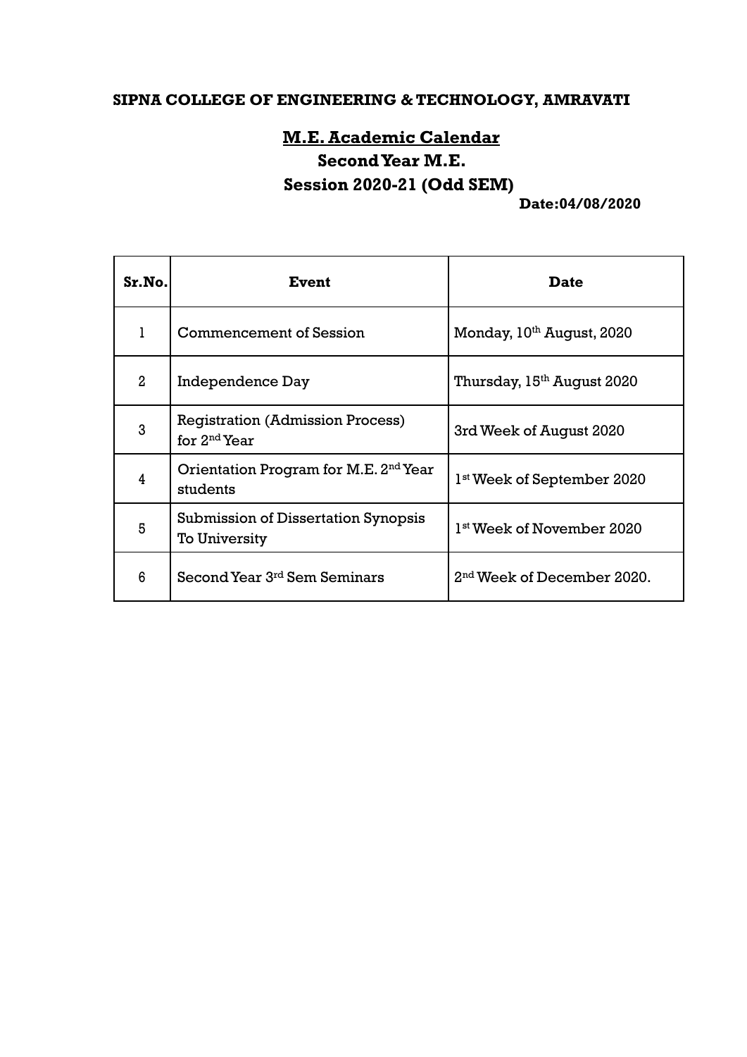**SIPNA COLLEGE OF ENGINEERING & TECHNOLOGY, AMRAVATI**

## M.E. Academic Calendar

### Second Year M.E.

### Session 2020-21 (Odd SEM)

**Date:04/08/2020**

| Sr.No. | Event | Date |
|---|---|---|
| 1 | Commencement of Session | Monday, 10th August, 2020 |
| 2 | Independence Day | Thursday, 15th August 2020 |
| 3 | Registration (Admission Process) for 2nd Year | 3rd Week of August 2020 |
| 4 | Orientation Program for M.E. 2nd Year students | 1st Week of September 2020 |
| 5 | Submission of Dissertation Synopsis To University | 1st Week of November 2020 |
| 6 | Second Year 3rd Sem Seminars | 2nd Week of December 2020. |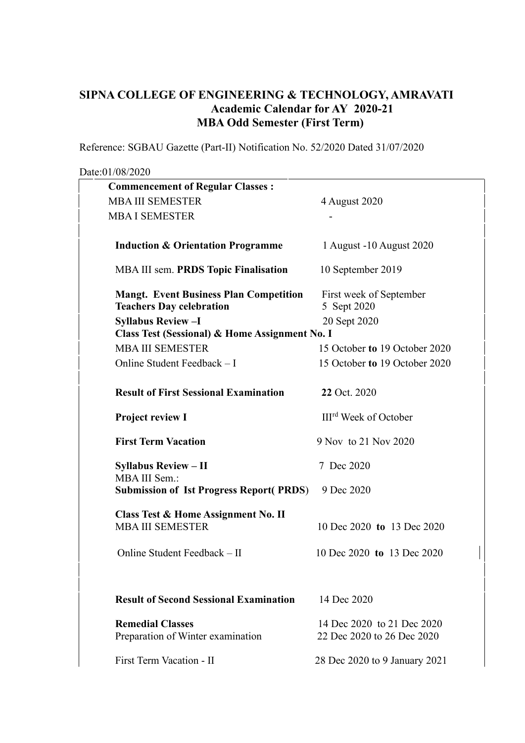# SIPNA COLLEGE OF ENGINEERING & TECHNOLOGY, AMRAVATI
## Academic Calendar for AY 2020-21
## MBA Odd Semester (First Term)

Reference: SGBAU Gazette (Part-II) Notification No. 52/2020 Dated 31/07/2020

Date:01/08/2020

| | |
|---|---|
| **Commencement of Regular Classes :** | |
| MBA III SEMESTER | 4 August 2020 |
| MBA I SEMESTER | - |
| **Induction & Orientation Programme** | 1 August -10 August 2020 |
| MBA III sem. **PRDS Topic Finalisation** | 10 September 2019 |
| **Mangt. Event Business Plan Competition** | First week of September |
| **Teachers Day celebration** | 5 Sept 2020 |
| **Syllabus Review –I** | 20 Sept 2020 |
| **Class Test (Sessional) & Home Assignment No. I** | |
| MBA III SEMESTER | 15 October **to** 19 October 2020 |
| Online Student Feedback – I | 15 October **to** 19 October 2020 |
| **Result of First Sessional Examination** | **22** Oct. 2020 |
| **Project review I** | III[rd] Week of October |
| **First Term Vacation** | 9 Nov to 21 Nov 2020 |
| **Syllabus Review – II** | 7 Dec 2020 |
| MBA III Sem.: **Submission of Ist Progress Report( PRDS**) | 9 Dec 2020 |
| **Class Test & Home Assignment No. II** | |
| MBA III SEMESTER | 10 Dec 2020 **to** 13 Dec 2020 |
| Online Student Feedback – II | 10 Dec 2020 **to** 13 Dec 2020 |
| **Result of Second Sessional Examination** | 14 Dec 2020 |
| **Remedial Classes** | 14 Dec 2020 to 21 Dec 2020 |
| Preparation of Winter examination | 22 Dec 2020 to 26 Dec 2020 |
| First Term Vacation - II | 28 Dec 2020 to 9 January 2021 |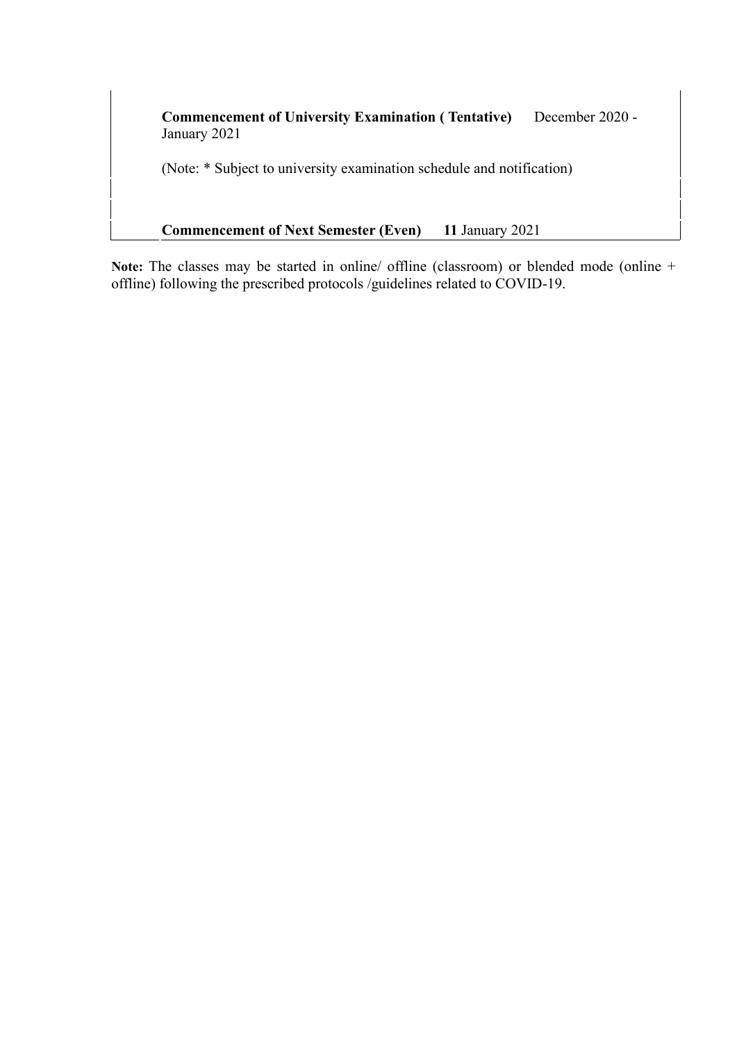| | |
|---|---|
| | **Commencement of University Examination ( Tentative)** December 2020 - January 2021<br><br>(Note: * Subject to university examination schedule and notification)<br><br>**Commencement of Next Semester (Even)** **11** January 2021 |

**Note:** The classes may be started in online/ offline (classroom) or blended mode (online + offline) following the prescribed protocols /guidelines related to COVID-19.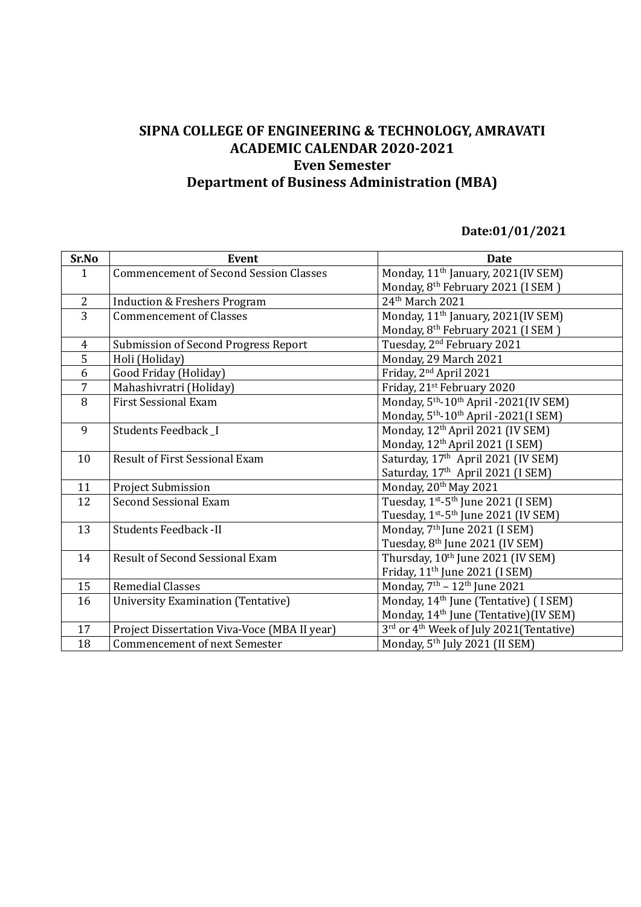# SIPNA COLLEGE OF ENGINEERING & TECHNOLOGY, AMRAVATI
## ACADEMIC CALENDAR 2020-2021
## Even Semester
## Department of Business Administration (MBA)

**Date:01/01/2021**

| Sr.No | Event | Date |
|---|---|---|
| 1 | Commencement of Second Session Classes | Monday, 11th January, 2021(IV SEM)<br>Monday, 8th February 2021 (I SEM ) |
| 2 | Induction & Freshers Program | 24th March 2021 |
| 3 | Commencement of Classes | Monday, 11th January, 2021(IV SEM)<br>Monday, 8th February 2021 (I SEM ) |
| 4 | Submission of Second Progress Report | Tuesday, 2nd February 2021 |
| 5 | Holi (Holiday) | Monday, 29 March 2021 |
| 6 | Good Friday (Holiday) | Friday, 2nd April 2021 |
| 7 | Mahashivratri (Holiday) | Friday, 21st February 2020 |
| 8 | First Sessional Exam | Monday, 5th-10th April -2021(IV SEM)<br>Monday, 5th-10th April -2021(I SEM) |
| 9 | Students Feedback _I | Monday, 12th April 2021 (IV SEM)<br>Monday, 12th April 2021 (I SEM) |
| 10 | Result of First Sessional Exam | Saturday, 17th April 2021 (IV SEM)<br>Saturday, 17th April 2021 (I SEM) |
| 11 | Project Submission | Monday, 20th May 2021 |
| 12 | Second Sessional Exam | Tuesday, 1st-5th June 2021 (I SEM)<br>Tuesday, 1st-5th June 2021 (IV SEM) |
| 13 | Students Feedback -II | Monday, 7th June 2021 (I SEM)<br>Tuesday, 8th June 2021 (IV SEM) |
| 14 | Result of Second Sessional Exam | Thursday, 10th June 2021 (IV SEM)<br>Friday, 11th June 2021 (I SEM) |
| 15 | Remedial Classes | Monday, 7th – 12th June 2021 |
| 16 | University Examination (Tentative) | Monday, 14th June (Tentative) ( I SEM)<br>Monday, 14th June (Tentative)(IV SEM) |
| 17 | Project Dissertation Viva-Voce (MBA II year) | 3rd or 4th Week of July 2021(Tentative) |
| 18 | Commencement of next Semester | Monday, 5th July 2021 (II SEM) |